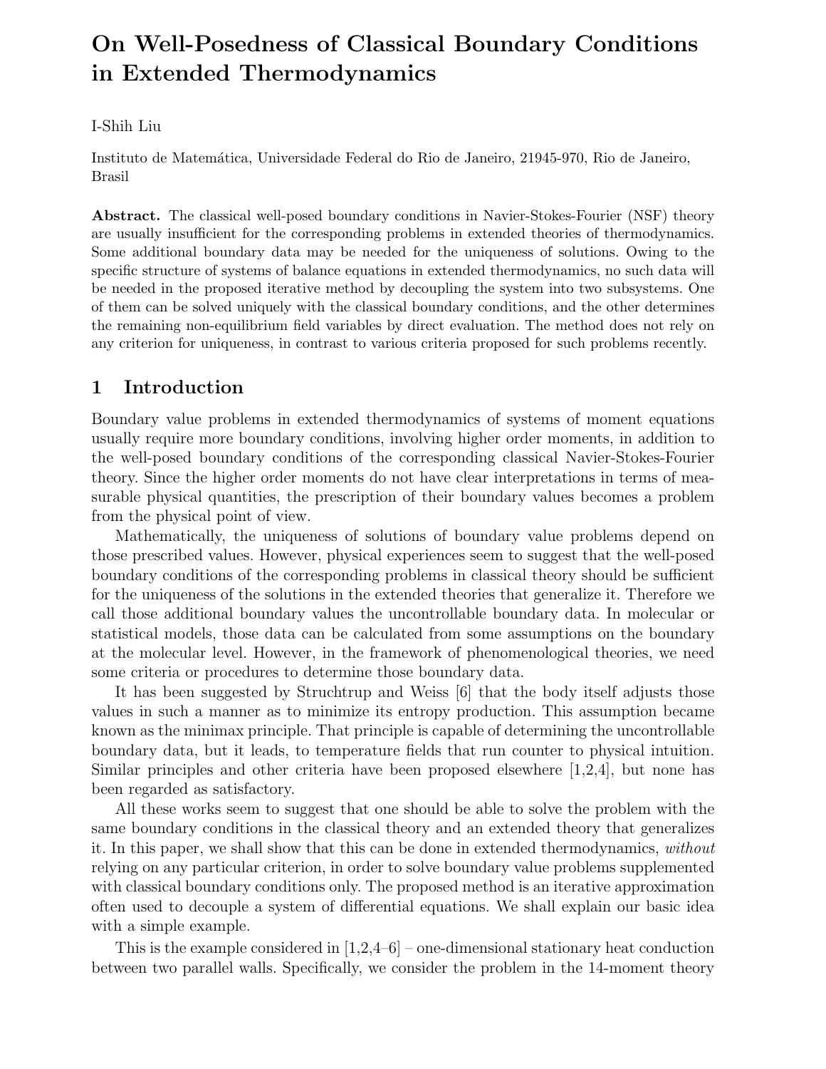# On Well-Posedness of Classical Boundary Conditions in Extended Thermodynamics

I-Shih Liu

Instituto de Matemática, Universidade Federal do Rio de Janeiro, 21945-970, Rio de Janeiro, Brasil

**Abstract.** The classical well-posed boundary conditions in Navier-Stokes-Fourier (NSF) theory are usually insufficient for the corresponding problems in extended theories of thermodynamics. Some additional boundary data may be needed for the uniqueness of solutions. Owing to the specific structure of systems of balance equations in extended thermodynamics, no such data will be needed in the proposed iterative method by decoupling the system into two subsystems. One of them can be solved uniquely with the classical boundary conditions, and the other determines the remaining non-equilibrium field variables by direct evaluation. The method does not rely on any criterion for uniqueness, in contrast to various criteria proposed for such problems recently.

## 1 Introduction

Boundary value problems in extended thermodynamics of systems of moment equations usually require more boundary conditions, involving higher order moments, in addition to the well-posed boundary conditions of the corresponding classical Navier-Stokes-Fourier theory. Since the higher order moments do not have clear interpretations in terms of measurable physical quantities, the prescription of their boundary values becomes a problem from the physical point of view.

Mathematically, the uniqueness of solutions of boundary value problems depend on those prescribed values. However, physical experiences seem to suggest that the well-posed boundary conditions of the corresponding problems in classical theory should be sufficient for the uniqueness of the solutions in the extended theories that generalize it. Therefore we call those additional boundary values the uncontrollable boundary data. In molecular or statistical models, those data can be calculated from some assumptions on the boundary at the molecular level. However, in the framework of phenomenological theories, we need some criteria or procedures to determine those boundary data.

It has been suggested by Struchtrup and Weiss [6] that the body itself adjusts those values in such a manner as to minimize its entropy production. This assumption became known as the minimax principle. That principle is capable of determining the uncontrollable boundary data, but it leads, to temperature fields that run counter to physical intuition. Similar principles and other criteria have been proposed elsewhere [1,2,4], but none has been regarded as satisfactory.

All these works seem to suggest that one should be able to solve the problem with the same boundary conditions in the classical theory and an extended theory that generalizes it. In this paper, we shall show that this can be done in extended thermodynamics, *without* relying on any particular criterion, in order to solve boundary value problems supplemented with classical boundary conditions only. The proposed method is an iterative approximation often used to decouple a system of differential equations. We shall explain our basic idea with a simple example.

This is the example considered in [1,2,4–6] – one-dimensional stationary heat conduction between two parallel walls. Specifically, we consider the problem in the 14-moment theory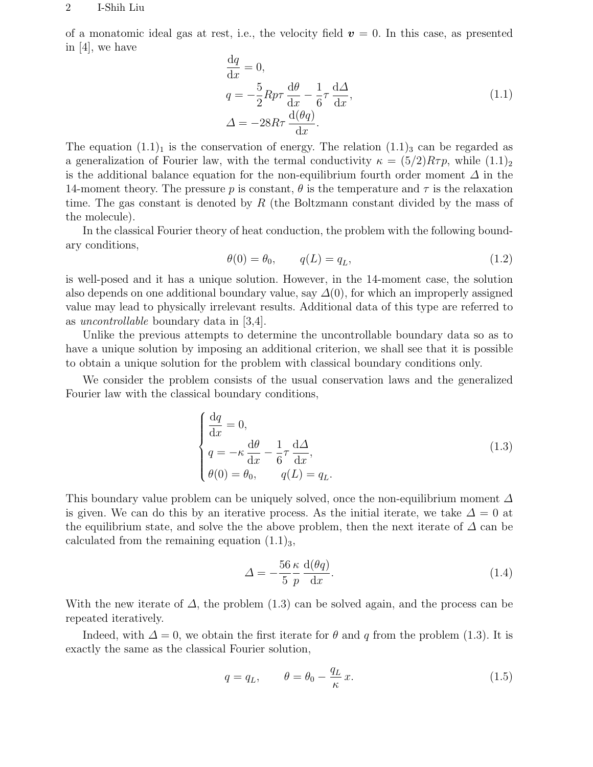of a monatomic ideal gas at rest, i.e., the velocity field $\boldsymbol{v} = 0$. In this case, as presented in [4], we have

$$
\begin{aligned}
&\frac{\mathrm{d}q}{\mathrm{d}x} = 0, \\
&q = -\frac{5}{2} R p \tau \frac{\mathrm{d}\theta}{\mathrm{d}x} - \frac{1}{6}\tau \frac{\mathrm{d}\varDelta}{\mathrm{d}x}, \\
&\varDelta = -28 R \tau \frac{\mathrm{d}(\theta q)}{\mathrm{d}x}.
\end{aligned}
\tag{1.1}
$$

The equation $(1.1)_1$ is the conservation of energy. The relation $(1.1)_3$ can be regarded as a generalization of Fourier law, with the termal conductivity $\kappa = (5/2)R\tau p$, while $(1.1)_2$ is the additional balance equation for the non-equilibrium fourth order moment $\varDelta$ in the 14-moment theory. The pressure $p$ is constant, $\theta$ is the temperature and $\tau$ is the relaxation time. The gas constant is denoted by $R$ (the Boltzmann constant divided by the mass of the molecule).

In the classical Fourier theory of heat conduction, the problem with the following boundary conditions,

$$
\theta(0) = \theta_0, \qquad q(L) = q_L, \tag{1.2}
$$

is well-posed and it has a unique solution. However, in the 14-moment case, the solution also depends on one additional boundary value, say $\varDelta(0)$, for which an improperly assigned value may lead to physically irrelevant results. Additional data of this type are referred to as *uncontrollable* boundary data in [3,4].

Unlike the previous attempts to determine the uncontrollable boundary data so as to have a unique solution by imposing an additional criterion, we shall see that it is possible to obtain a unique solution for the problem with classical boundary conditions only.

We consider the problem consists of the usual conservation laws and the generalized Fourier law with the classical boundary conditions,

$$
\begin{cases}
\dfrac{\mathrm{d}q}{\mathrm{d}x} = 0, \\
q = -\kappa \dfrac{\mathrm{d}\theta}{\mathrm{d}x} - \dfrac{1}{6}\tau \dfrac{\mathrm{d}\varDelta}{\mathrm{d}x}, \\
\theta(0) = \theta_0, \qquad q(L) = q_L.
\end{cases}
\tag{1.3}
$$

This boundary value problem can be uniquely solved, once the non-equilibrium moment $\varDelta$ is given. We can do this by an iterative process. As the initial iterate, we take $\varDelta = 0$ at the equilibrium state, and solve the the above problem, then the next iterate of $\varDelta$ can be calculated from the remaining equation $(1.1)_3$,

$$
\varDelta = -\frac{56}{5}\frac{\kappa}{p}\frac{\mathrm{d}(\theta q)}{\mathrm{d}x}. \tag{1.4}
$$

With the new iterate of $\varDelta$, the problem (1.3) can be solved again, and the process can be repeated iteratively.

Indeed, with $\varDelta = 0$, we obtain the first iterate for $\theta$ and $q$ from the problem (1.3). It is exactly the same as the classical Fourier solution,

$$
q = q_L, \qquad \theta = \theta_0 - \frac{q_L}{\kappa}x. \tag{1.5}
$$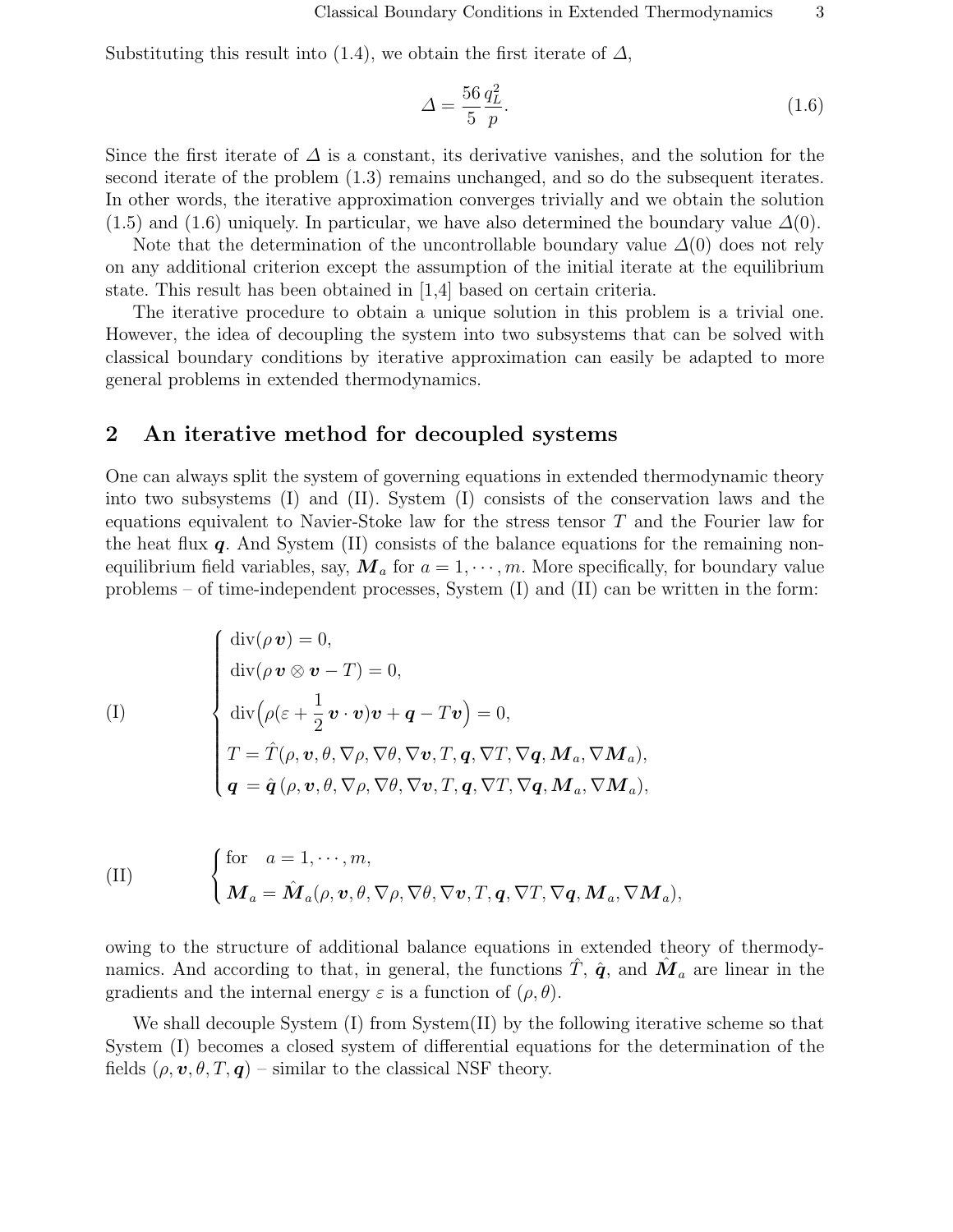Substituting this result into (1.4), we obtain the first iterate of $\Delta$,

$$\Delta = \frac{56}{5}\frac{q_L^2}{p}. \tag{1.6}$$

Since the first iterate of $\Delta$ is a constant, its derivative vanishes, and the solution for the second iterate of the problem (1.3) remains unchanged, and so do the subsequent iterates. In other words, the iterative approximation converges trivially and we obtain the solution (1.5) and (1.6) uniquely. In particular, we have also determined the boundary value $\Delta(0)$.

Note that the determination of the uncontrollable boundary value $\Delta(0)$ does not rely on any additional criterion except the assumption of the initial iterate at the equilibrium state. This result has been obtained in [1,4] based on certain criteria.

The iterative procedure to obtain a unique solution in this problem is a trivial one. However, the idea of decoupling the system into two subsystems that can be solved with classical boundary conditions by iterative approximation can easily be adapted to more general problems in extended thermodynamics.

## 2 An iterative method for decoupled systems

One can always split the system of governing equations in extended thermodynamic theory into two subsystems (I) and (II). System (I) consists of the conservation laws and the equations equivalent to Navier-Stoke law for the stress tensor $T$ and the Fourier law for the heat flux $\boldsymbol{q}$. And System (II) consists of the balance equations for the remaining non-equilibrium field variables, say, $\boldsymbol{M}_a$ for $a = 1, \cdots, m$. More specifically, for boundary value problems – of time-independent processes, System (I) and (II) can be written in the form:

$$\text{(I)} \qquad \begin{cases} \operatorname{div}(\rho\,\boldsymbol{v}) = 0, \\ \operatorname{div}(\rho\,\boldsymbol{v}\otimes\boldsymbol{v} - T) = 0, \\ \operatorname{div}\Big(\rho(\varepsilon + \dfrac{1}{2}\,\boldsymbol{v}\cdot\boldsymbol{v})\boldsymbol{v} + \boldsymbol{q} - T\boldsymbol{v}\Big) = 0, \\ T = \hat{T}(\rho, \boldsymbol{v}, \theta, \nabla\rho, \nabla\theta, \nabla\boldsymbol{v}, T, \boldsymbol{q}, \nabla T, \nabla\boldsymbol{q}, \boldsymbol{M}_a, \nabla\boldsymbol{M}_a), \\ \boldsymbol{q} = \hat{\boldsymbol{q}}\,(\rho, \boldsymbol{v}, \theta, \nabla\rho, \nabla\theta, \nabla\boldsymbol{v}, T, \boldsymbol{q}, \nabla T, \nabla\boldsymbol{q}, \boldsymbol{M}_a, \nabla\boldsymbol{M}_a), \end{cases}$$

$$\text{(II)} \qquad \begin{cases} \text{for} \quad a = 1, \cdots, m, \\ \boldsymbol{M}_a = \hat{\boldsymbol{M}}_a(\rho, \boldsymbol{v}, \theta, \nabla\rho, \nabla\theta, \nabla\boldsymbol{v}, T, \boldsymbol{q}, \nabla T, \nabla\boldsymbol{q}, \boldsymbol{M}_a, \nabla\boldsymbol{M}_a), \end{cases}$$

owing to the structure of additional balance equations in extended theory of thermodynamics. And according to that, in general, the functions $\hat{T}$, $\hat{\boldsymbol{q}}$, and $\hat{\boldsymbol{M}}_a$ are linear in the gradients and the internal energy $\varepsilon$ is a function of $(\rho, \theta)$.

We shall decouple System (I) from System(II) by the following iterative scheme so that System (I) becomes a closed system of differential equations for the determination of the fields $(\rho, \boldsymbol{v}, \theta, T, \boldsymbol{q})$ – similar to the classical NSF theory.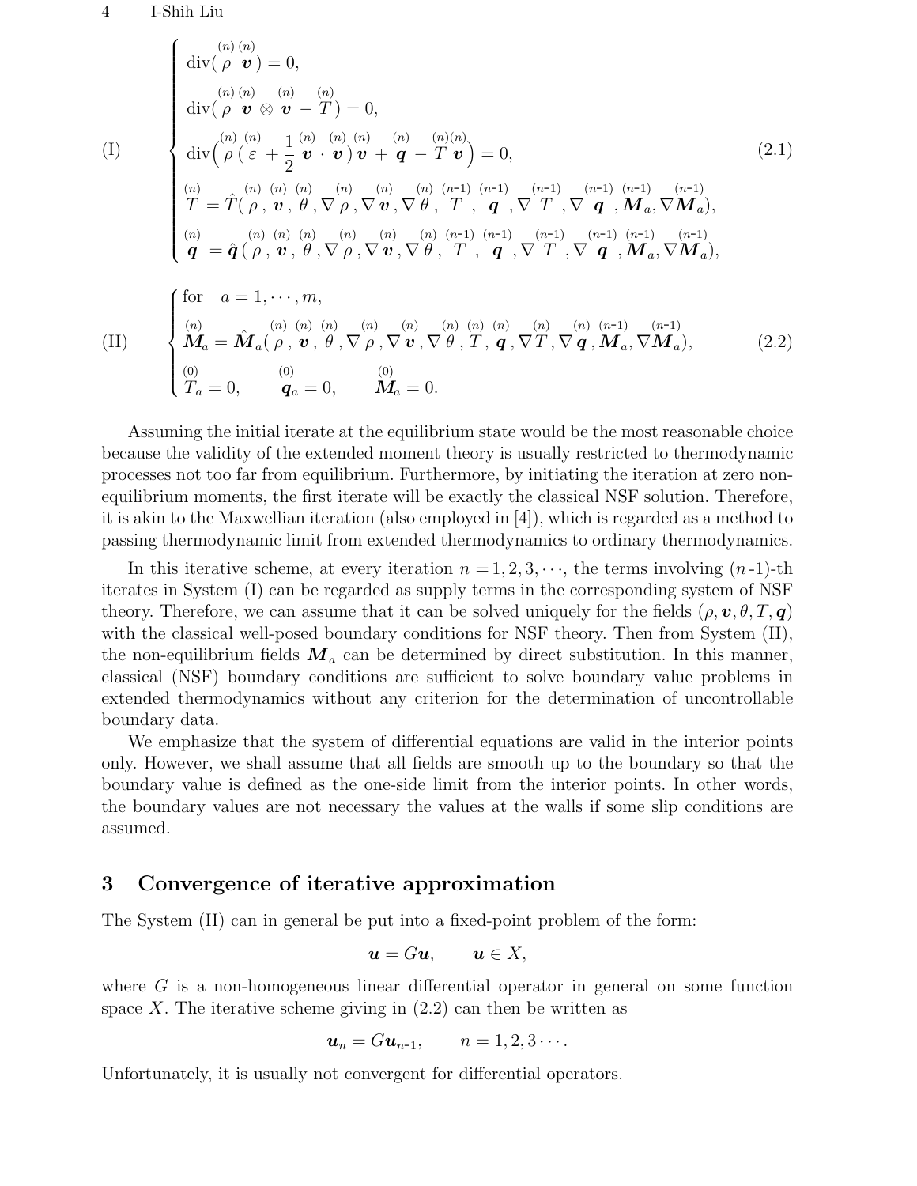$$
\text{(I)} \qquad \left\{
\begin{array}{l}
\operatorname{div}(\overset{(n)}{\rho}\,\overset{(n)}{\boldsymbol{v}}) = 0, \\[6pt]
\operatorname{div}(\overset{(n)}{\rho}\,\overset{(n)}{\boldsymbol{v}} \otimes \overset{(n)}{\boldsymbol{v}} - \overset{(n)}{T}) = 0, \\[6pt]
\operatorname{div}\Big(\overset{(n)}{\rho}\,(\overset{(n)}{\varepsilon} + \dfrac{1}{2}\overset{(n)}{\boldsymbol{v}} \cdot \overset{(n)}{\boldsymbol{v}})\overset{(n)}{\boldsymbol{v}} + \overset{(n)}{\boldsymbol{q}} - \overset{(n)}{T}\overset{(n)}{\boldsymbol{v}}\Big) = 0, \\[6pt]
\overset{(n)}{T} = \hat{T}(\overset{(n)}{\rho}, \overset{(n)}{\boldsymbol{v}}, \overset{(n)}{\theta}, \nabla\overset{(n)}{\rho}, \nabla\overset{(n)}{\boldsymbol{v}}, \nabla\overset{(n)}{\theta}, \overset{(n\text{-}1)}{T}, \overset{(n\text{-}1)}{\boldsymbol{q}}, \nabla\overset{(n\text{-}1)}{T}, \nabla\overset{(n\text{-}1)}{\boldsymbol{q}}, \overset{(n\text{-}1)}{\boldsymbol{M}}_a, \nabla\overset{(n\text{-}1)}{\boldsymbol{M}}_a), \\[6pt]
\overset{(n)}{\boldsymbol{q}} = \hat{\boldsymbol{q}}(\overset{(n)}{\rho}, \overset{(n)}{\boldsymbol{v}}, \overset{(n)}{\theta}, \nabla\overset{(n)}{\rho}, \nabla\overset{(n)}{\boldsymbol{v}}, \nabla\overset{(n)}{\theta}, \overset{(n\text{-}1)}{T}, \overset{(n\text{-}1)}{\boldsymbol{q}}, \nabla\overset{(n\text{-}1)}{T}, \nabla\overset{(n\text{-}1)}{\boldsymbol{q}}, \overset{(n\text{-}1)}{\boldsymbol{M}}_a, \nabla\overset{(n\text{-}1)}{\boldsymbol{M}}_a),
\end{array}
\right. \tag{2.1}
$$

$$
\text{(II)} \qquad \left\{
\begin{array}{l}
\text{for} \quad a = 1, \cdots, m, \\[6pt]
\overset{(n)}{\boldsymbol{M}}_a = \hat{\boldsymbol{M}}_a(\overset{(n)}{\rho}, \overset{(n)}{\boldsymbol{v}}, \overset{(n)}{\theta}, \nabla\overset{(n)}{\rho}, \nabla\overset{(n)}{\boldsymbol{v}}, \nabla\overset{(n)}{\theta}, \overset{(n)}{T}, \overset{(n)}{\boldsymbol{q}}, \nabla\overset{(n)}{T}, \nabla\overset{(n)}{\boldsymbol{q}}, \overset{(n\text{-}1)}{\boldsymbol{M}}_a, \nabla\overset{(n\text{-}1)}{\boldsymbol{M}}_a), \\[6pt]
\overset{(0)}{T}_a = 0, \qquad \overset{(0)}{\boldsymbol{q}}_a = 0, \qquad \overset{(0)}{\boldsymbol{M}}_a = 0.
\end{array}
\right. \tag{2.2}
$$

Assuming the initial iterate at the equilibrium state would be the most reasonable choice because the validity of the extended moment theory is usually restricted to thermodynamic processes not too far from equilibrium. Furthermore, by initiating the iteration at zero non-equilibrium moments, the first iterate will be exactly the classical NSF solution. Therefore, it is akin to the Maxwellian iteration (also employed in [4]), which is regarded as a method to passing thermodynamic limit from extended thermodynamics to ordinary thermodynamics.

In this iterative scheme, at every iteration $n = 1, 2, 3, \cdots$, the terms involving $(n\text{-}1)$-th iterates in System (I) can be regarded as supply terms in the corresponding system of NSF theory. Therefore, we can assume that it can be solved uniquely for the fields $(\rho, \boldsymbol{v}, \theta, T, \boldsymbol{q})$ with the classical well-posed boundary conditions for NSF theory. Then from System (II), the non-equilibrium fields $\boldsymbol{M}_a$ can be determined by direct substitution. In this manner, classical (NSF) boundary conditions are sufficient to solve boundary value problems in extended thermodynamics without any criterion for the determination of uncontrollable boundary data.

We emphasize that the system of differential equations are valid in the interior points only. However, we shall assume that all fields are smooth up to the boundary so that the boundary value is defined as the one-side limit from the interior points. In other words, the boundary values are not necessary the values at the walls if some slip conditions are assumed.

## 3 Convergence of iterative approximation

The System (II) can in general be put into a fixed-point problem of the form:

$$
\boldsymbol{u} = G\boldsymbol{u}, \qquad \boldsymbol{u} \in X,
$$

where $G$ is a non-homogeneous linear differential operator in general on some function space $X$. The iterative scheme giving in (2.2) can then be written as

$$
\boldsymbol{u}_n = G\boldsymbol{u}_{n\text{-}1}, \qquad n = 1, 2, 3 \cdots.
$$

Unfortunately, it is usually not convergent for differential operators.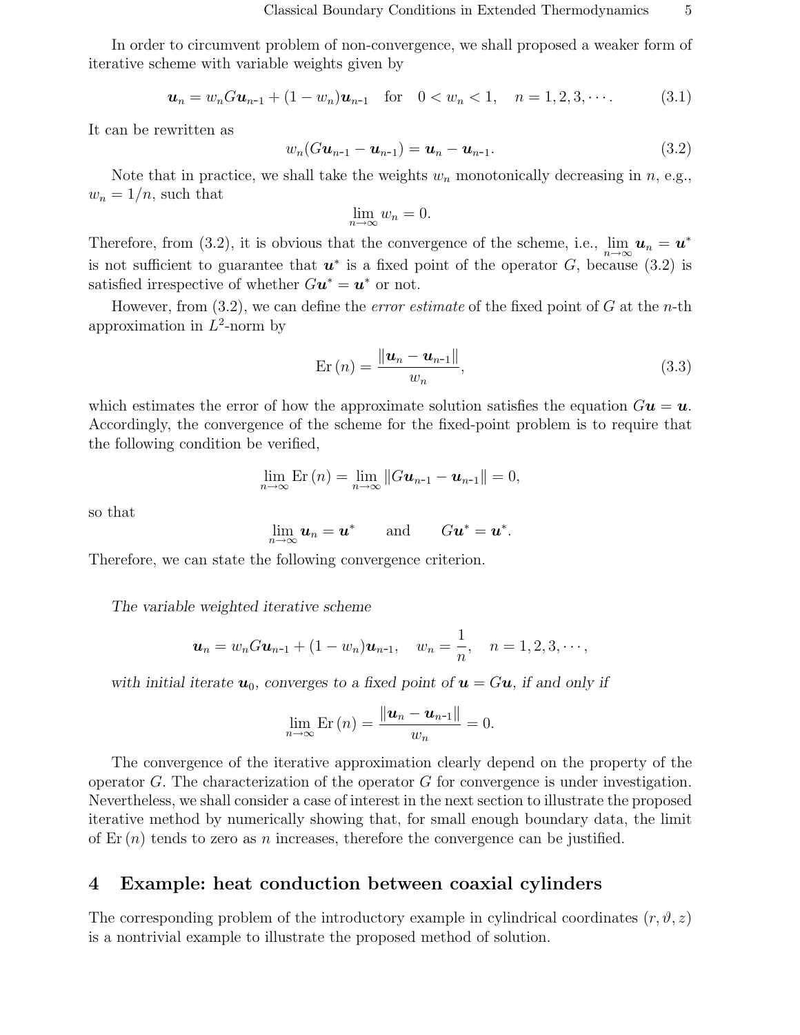In order to circumvent problem of non-convergence, we shall proposed a weaker form of iterative scheme with variable weights given by

$$\boldsymbol{u}_n = w_n G\boldsymbol{u}_{n\text{-}1} + (1 - w_n)\boldsymbol{u}_{n\text{-}1} \quad \text{for} \quad 0 < w_n < 1, \quad n = 1, 2, 3, \cdots. \tag{3.1}$$

It can be rewritten as

$$w_n(G\boldsymbol{u}_{n\text{-}1} - \boldsymbol{u}_{n\text{-}1}) = \boldsymbol{u}_n - \boldsymbol{u}_{n\text{-}1}. \tag{3.2}$$

Note that in practice, we shall take the weights $w_n$ monotonically decreasing in $n$, e.g., $w_n = 1/n$, such that

$$\lim_{n\to\infty} w_n = 0.$$

Therefore, from (3.2), it is obvious that the convergence of the scheme, i.e., $\lim_{n\to\infty} \boldsymbol{u}_n = \boldsymbol{u}^*$ is not sufficient to guarantee that $\boldsymbol{u}^*$ is a fixed point of the operator $G$, because (3.2) is satisfied irrespective of whether $G\boldsymbol{u}^* = \boldsymbol{u}^*$ or not.

However, from (3.2), we can define the *error estimate* of the fixed point of $G$ at the $n$-th approximation in $L^2$-norm by

$$\text{Er}\,(n) = \frac{\|\boldsymbol{u}_n - \boldsymbol{u}_{n\text{-}1}\|}{w_n}, \tag{3.3}$$

which estimates the error of how the approximate solution satisfies the equation $G\boldsymbol{u} = \boldsymbol{u}$. Accordingly, the convergence of the scheme for the fixed-point problem is to require that the following condition be verified,

$$\lim_{n\to\infty} \text{Er}\,(n) = \lim_{n\to\infty} \|G\boldsymbol{u}_{n\text{-}1} - \boldsymbol{u}_{n\text{-}1}\| = 0,$$

so that

$$\lim_{n\to\infty} \boldsymbol{u}_n = \boldsymbol{u}^* \qquad \text{and} \qquad G\boldsymbol{u}^* = \boldsymbol{u}^*.$$

Therefore, we can state the following convergence criterion.

*The variable weighted iterative scheme*

$$\boldsymbol{u}_n = w_n G\boldsymbol{u}_{n\text{-}1} + (1 - w_n)\boldsymbol{u}_{n\text{-}1}, \quad w_n = \frac{1}{n}, \quad n = 1, 2, 3, \cdots,$$

*with initial iterate $\boldsymbol{u}_0$, converges to a fixed point of $\boldsymbol{u} = G\boldsymbol{u}$, if and only if*

$$\lim_{n\to\infty} \text{Er}\,(n) = \frac{\|\boldsymbol{u}_n - \boldsymbol{u}_{n\text{-}1}\|}{w_n} = 0.$$

The convergence of the iterative approximation clearly depend on the property of the operator $G$. The characterization of the operator $G$ for convergence is under investigation. Nevertheless, we shall consider a case of interest in the next section to illustrate the proposed iterative method by numerically showing that, for small enough boundary data, the limit of $\text{Er}\,(n)$ tends to zero as $n$ increases, therefore the convergence can be justified.

## 4 Example: heat conduction between coaxial cylinders

The corresponding problem of the introductory example in cylindrical coordinates $(r, \vartheta, z)$ is a nontrivial example to illustrate the proposed method of solution.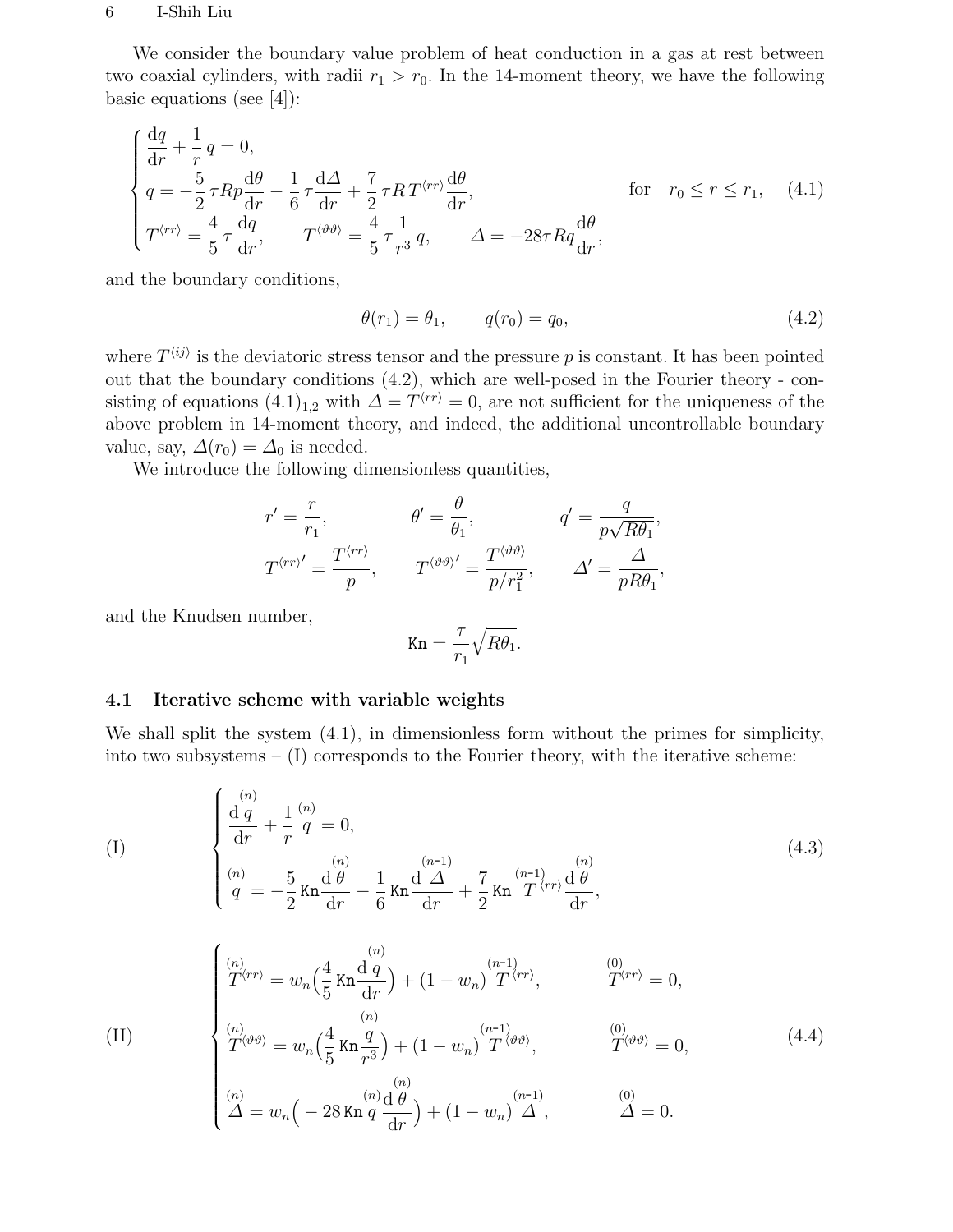We consider the boundary value problem of heat conduction in a gas at rest between two coaxial cylinders, with radii $r_1 > r_0$. In the 14-moment theory, we have the following basic equations (see [4]):

$$
\begin{cases}
\dfrac{\mathrm{d}q}{\mathrm{d}r} + \dfrac{1}{r}\,q = 0, \\[2mm]
q = -\dfrac{5}{2}\,\tau R p \dfrac{\mathrm{d}\theta}{\mathrm{d}r} - \dfrac{1}{6}\,\tau \dfrac{\mathrm{d}\varDelta}{\mathrm{d}r} + \dfrac{7}{2}\,\tau R\, T^{\langle rr\rangle} \dfrac{\mathrm{d}\theta}{\mathrm{d}r}, \\[2mm]
T^{\langle rr\rangle} = \dfrac{4}{5}\,\tau \dfrac{\mathrm{d}q}{\mathrm{d}r}, \qquad T^{\langle \vartheta\vartheta\rangle} = \dfrac{4}{5}\,\tau \dfrac{1}{r^3}\,q, \qquad \varDelta = -28\tau R q \dfrac{\mathrm{d}\theta}{\mathrm{d}r},
\end{cases}
\qquad \text{for} \quad r_0 \le r \le r_1, \tag{4.1}
$$

and the boundary conditions,

$$
\theta(r_1) = \theta_1, \qquad q(r_0) = q_0, \tag{4.2}
$$

where $T^{\langle ij\rangle}$ is the deviatoric stress tensor and the pressure $p$ is constant. It has been pointed out that the boundary conditions (4.2), which are well-posed in the Fourier theory - consisting of equations $(4.1)_{1,2}$ with $\varDelta = T^{\langle rr\rangle} = 0$, are not sufficient for the uniqueness of the above problem in 14-moment theory, and indeed, the additional uncontrollable boundary value, say, $\varDelta(r_0) = \varDelta_0$ is needed.

We introduce the following dimensionless quantities,

$$
r' = \frac{r}{r_1}, \qquad \theta' = \frac{\theta}{\theta_1}, \qquad q' = \frac{q}{p\sqrt{R\theta_1}},
$$

$$
T^{\langle rr\rangle\prime} = \frac{T^{\langle rr\rangle}}{p}, \qquad T^{\langle \vartheta\vartheta\rangle\prime} = \frac{T^{\langle \vartheta\vartheta\rangle}}{p/r_1^2}, \qquad \varDelta' = \frac{\varDelta}{pR\theta_1},
$$

and the Knudsen number,

$$
\mathtt{Kn} = \frac{\tau}{r_1}\sqrt{R\theta_1}.
$$

### 4.1 Iterative scheme with variable weights

We shall split the system (4.1), in dimensionless form without the primes for simplicity, into two subsystems – (I) corresponds to the Fourier theory, with the iterative scheme:

$$
\text{(I)} \qquad
\begin{cases}
\dfrac{\mathrm{d}\overset{(n)}{q}}{\mathrm{d}r} + \dfrac{1}{r}\,\overset{(n)}{q} = 0, \\[3mm]
\overset{(n)}{q} = -\dfrac{5}{2}\,\mathtt{Kn}\dfrac{\mathrm{d}\overset{(n)}{\theta}}{\mathrm{d}r} - \dfrac{1}{6}\,\mathtt{Kn}\dfrac{\mathrm{d}\overset{(n-1)}{\varDelta}}{\mathrm{d}r} + \dfrac{7}{2}\,\mathtt{Kn}\,\overset{(n-1)}{T^{\langle rr\rangle}}\dfrac{\mathrm{d}\overset{(n)}{\theta}}{\mathrm{d}r},
\end{cases}
\tag{4.3}
$$

$$
\text{(II)} \qquad
\begin{cases}
\overset{(n)}{T^{\langle rr\rangle}} = w_n\Big(\dfrac{4}{5}\,\mathtt{Kn}\dfrac{\mathrm{d}\overset{(n)}{q}}{\mathrm{d}r}\Big) + (1-w_n)\,\overset{(n-1)}{T^{\langle rr\rangle}}, & \overset{(0)}{T^{\langle rr\rangle}} = 0, \\[3mm]
\overset{(n)}{T^{\langle \vartheta\vartheta\rangle}} = w_n\Big(\dfrac{4}{5}\,\mathtt{Kn}\dfrac{\overset{(n)}{q}}{r^3}\Big) + (1-w_n)\,\overset{(n-1)}{T^{\langle \vartheta\vartheta\rangle}}, & \overset{(0)}{T^{\langle \vartheta\vartheta\rangle}} = 0, \\[3mm]
\overset{(n)}{\varDelta} = w_n\Big(-28\,\mathtt{Kn}\,\overset{(n)}{q}\,\dfrac{\mathrm{d}\overset{(n)}{\theta}}{\mathrm{d}r}\Big) + (1-w_n)\,\overset{(n-1)}{\varDelta}, & \overset{(0)}{\varDelta} = 0.
\end{cases}
\tag{4.4}
$$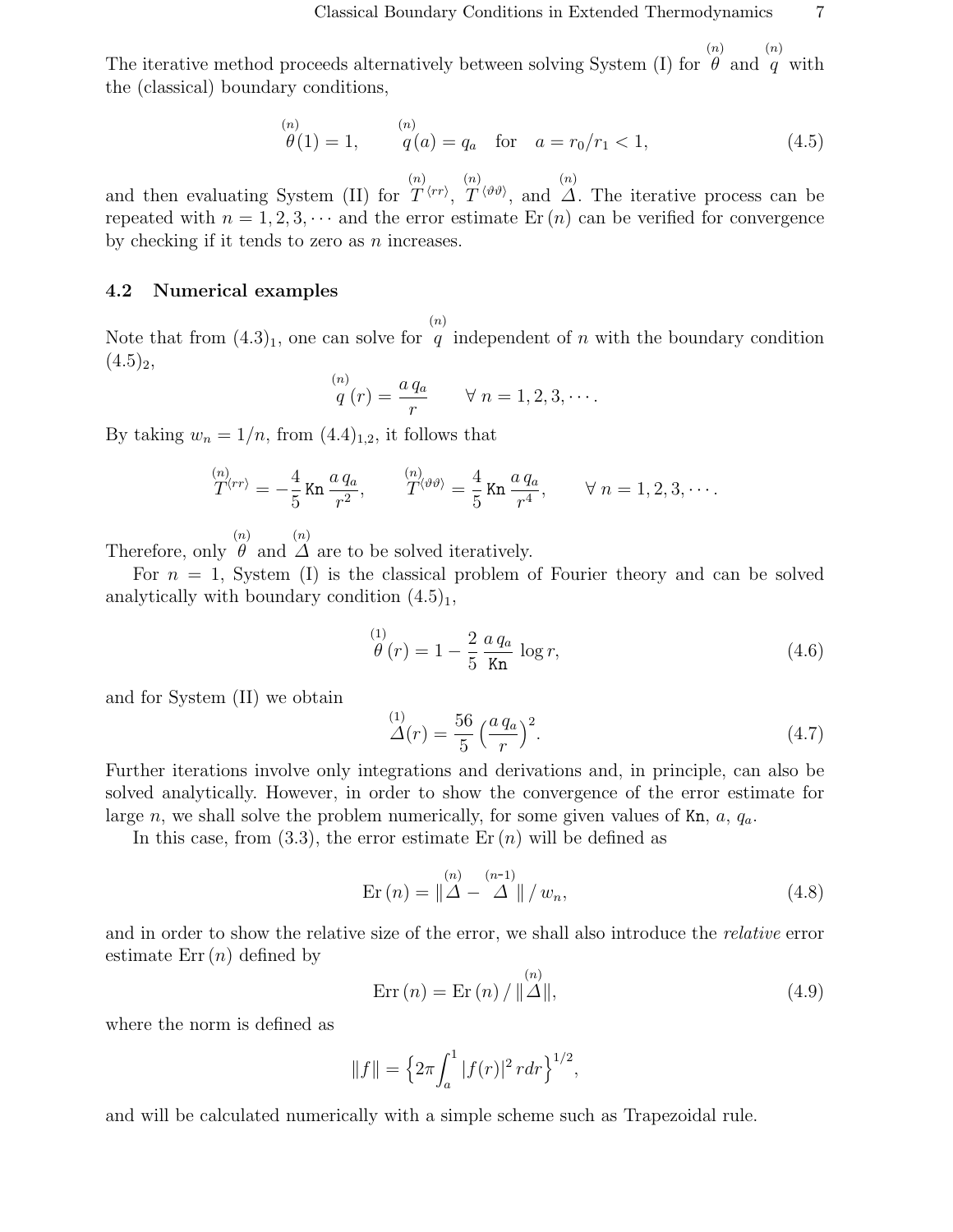The iterative method proceeds alternatively between solving System (I) for $\overset{(n)}{\theta}$ and $\overset{(n)}{q}$ with the (classical) boundary conditions,

$$
\overset{(n)}{\theta}(1) = 1, \qquad \overset{(n)}{q}(a) = q_a \quad \text{for} \quad a = r_0/r_1 < 1, \tag{4.5}
$$

and then evaluating System (II) for $\overset{(n)}{T}{}^{\langle rr \rangle}$, $\overset{(n)}{T}{}^{\langle \vartheta\vartheta \rangle}$, and $\overset{(n)}{\Delta}$. The iterative process can be repeated with $n = 1, 2, 3, \cdots$ and the error estimate $\mathrm{Er}\,(n)$ can be verified for convergence by checking if it tends to zero as $n$ increases.

### 4.2 Numerical examples

Note that from $(4.3)_1$, one can solve for $\overset{(n)}{q}$ independent of $n$ with the boundary condition $(4.5)_2$,

$$
\overset{(n)}{q}(r) = \frac{a\, q_a}{r} \qquad \forall\, n = 1, 2, 3, \cdots .
$$

By taking $w_n = 1/n$, from $(4.4)_{1,2}$, it follows that

$$
\overset{(n)}{T}{}^{\langle rr \rangle} = -\frac{4}{5}\,\mathtt{Kn}\,\frac{a\, q_a}{r^2}, \qquad \overset{(n)}{T}{}^{\langle \vartheta\vartheta \rangle} = \frac{4}{5}\,\mathtt{Kn}\,\frac{a\, q_a}{r^4}, \qquad \forall\, n = 1, 2, 3, \cdots .
$$

Therefore, only $\overset{(n)}{\theta}$ and $\overset{(n)}{\Delta}$ are to be solved iteratively.

For $n = 1$, System (I) is the classical problem of Fourier theory and can be solved analytically with boundary condition $(4.5)_1$,

$$
\overset{(1)}{\theta}(r) = 1 - \frac{2}{5}\,\frac{a\, q_a}{\mathtt{Kn}}\,\log r, \tag{4.6}
$$

and for System (II) we obtain

$$
\overset{(1)}{\Delta}(r) = \frac{56}{5}\left(\frac{a\, q_a}{r}\right)^2. \tag{4.7}
$$

Further iterations involve only integrations and derivations and, in principle, can also be solved analytically. However, in order to show the convergence of the error estimate for large $n$, we shall solve the problem numerically, for some given values of $\mathtt{Kn}$, $a$, $q_a$.

In this case, from (3.3), the error estimate $\mathrm{Er}\,(n)$ will be defined as

$$
\mathrm{Er}\,(n) = \|\overset{(n)}{\Delta} - \overset{(n\text{-}1)}{\Delta}\| \,/\, w_n, \tag{4.8}
$$

and in order to show the relative size of the error, we shall also introduce the *relative* error estimate $\mathrm{Err}\,(n)$ defined by

$$
\mathrm{Err}\,(n) = \mathrm{Er}\,(n) \,/\, \|\overset{(n)}{\Delta}\|, \tag{4.9}
$$

where the norm is defined as

$$
\|f\| = \left\{2\pi \int_a^1 |f(r)|^2\, r dr\right\}^{1/2},
$$

and will be calculated numerically with a simple scheme such as Trapezoidal rule.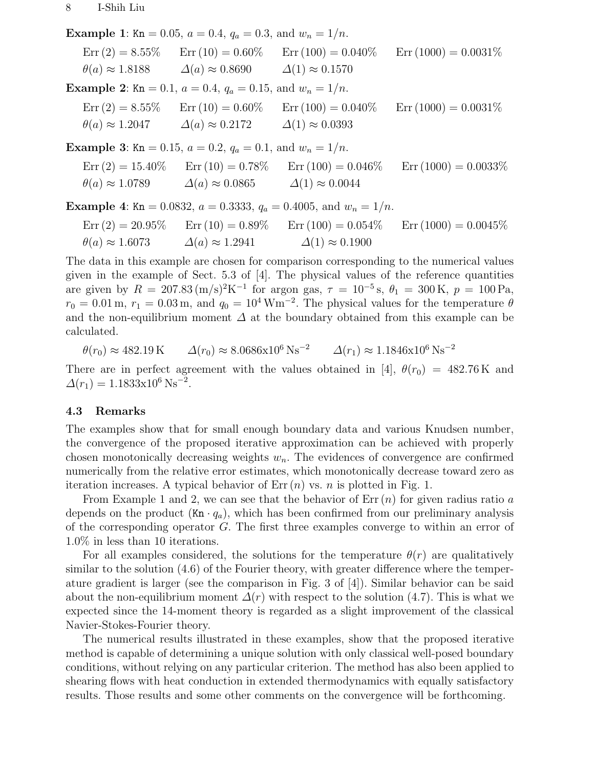**Example 1**: $\mathtt{Kn} = 0.05$, $a = 0.4$, $q_a = 0.3$, and $w_n = 1/n$.

$\text{Err}\,(2) = 8.55\%$ $\quad$ $\text{Err}\,(10) = 0.60\%$ $\quad$ $\text{Err}\,(100) = 0.040\%$ $\quad$ $\text{Err}\,(1000) = 0.0031\%$

$\theta(a) \approx 1.8188$ $\quad$ $\varDelta(a) \approx 0.8690$ $\quad$ $\varDelta(1) \approx 0.1570$

**Example 2**: $\mathtt{Kn} = 0.1$, $a = 0.4$, $q_a = 0.15$, and $w_n = 1/n$.

$\text{Err}\,(2) = 8.55\%$ $\quad$ $\text{Err}\,(10) = 0.60\%$ $\quad$ $\text{Err}\,(100) = 0.040\%$ $\quad$ $\text{Err}\,(1000) = 0.0031\%$

$\theta(a) \approx 1.2047$ $\quad$ $\varDelta(a) \approx 0.2172$ $\quad$ $\varDelta(1) \approx 0.0393$

**Example 3**: $\mathtt{Kn} = 0.15$, $a = 0.2$, $q_a = 0.1$, and $w_n = 1/n$.

$\text{Err}\,(2) = 15.40\%$ $\quad$ $\text{Err}\,(10) = 0.78\%$ $\quad$ $\text{Err}\,(100) = 0.046\%$ $\quad$ $\text{Err}\,(1000) = 0.0033\%$

$\theta(a) \approx 1.0789$ $\quad$ $\varDelta(a) \approx 0.0865$ $\quad$ $\varDelta(1) \approx 0.0044$

**Example 4**: $\mathtt{Kn} = 0.0832$, $a = 0.3333$, $q_a = 0.4005$, and $w_n = 1/n$.

$\text{Err}\,(2) = 20.95\%$ $\quad$ $\text{Err}\,(10) = 0.89\%$ $\quad$ $\text{Err}\,(100) = 0.054\%$ $\quad$ $\text{Err}\,(1000) = 0.0045\%$

$\theta(a) \approx 1.6073$ $\quad$ $\varDelta(a) \approx 1.2941$ $\quad$ $\varDelta(1) \approx 0.1900$

The data in this example are chosen for comparison corresponding to the numerical values given in the example of Sect. 5.3 of [4]. The physical values of the reference quantities are given by $R = 207.83\,(\text{m/s})^2\text{K}^{-1}$ for argon gas, $\tau = 10^{-5}\,\text{s}$, $\theta_1 = 300\,\text{K}$, $p = 100\,\text{Pa}$, $r_0 = 0.01\,\text{m}$, $r_1 = 0.03\,\text{m}$, and $q_0 = 10^4\,\text{Wm}^{-2}$. The physical values for the temperature $\theta$ and the non-equilibrium moment $\varDelta$ at the boundary obtained from this example can be calculated.

$\theta(r_0) \approx 482.19\,\text{K}$ $\qquad$ $\varDelta(r_0) \approx 8.0686\text{x}10^6\,\text{Ns}^{-2}$ $\qquad$ $\varDelta(r_1) \approx 1.1846\text{x}10^6\,\text{Ns}^{-2}$

There are in perfect agreement with the values obtained in [4], $\theta(r_0) = 482.76\,\text{K}$ and $\varDelta(r_1) = 1.1833\text{x}10^6\,\text{Ns}^{-2}$.

### 4.3 Remarks

The examples show that for small enough boundary data and various Knudsen number, the convergence of the proposed iterative approximation can be achieved with properly chosen monotonically decreasing weights $w_n$. The evidences of convergence are confirmed numerically from the relative error estimates, which monotonically decrease toward zero as iteration increases. A typical behavior of $\text{Err}\,(n)$ vs. $n$ is plotted in Fig. 1.

From Example 1 and 2, we can see that the behavior of $\text{Err}\,(n)$ for given radius ratio $a$ depends on the product $(\mathtt{Kn} \cdot q_a)$, which has been confirmed from our preliminary analysis of the corresponding operator $G$. The first three examples converge to within an error of 1.0% in less than 10 iterations.

For all examples considered, the solutions for the temperature $\theta(r)$ are qualitatively similar to the solution (4.6) of the Fourier theory, with greater difference where the temperature gradient is larger (see the comparison in Fig. 3 of [4]). Similar behavior can be said about the non-equilibrium moment $\varDelta(r)$ with respect to the solution (4.7). This is what we expected since the 14-moment theory is regarded as a slight improvement of the classical Navier-Stokes-Fourier theory.

The numerical results illustrated in these examples, show that the proposed iterative method is capable of determining a unique solution with only classical well-posed boundary conditions, without relying on any particular criterion. The method has also been applied to shearing flows with heat conduction in extended thermodynamics with equally satisfactory results. Those results and some other comments on the convergence will be forthcoming.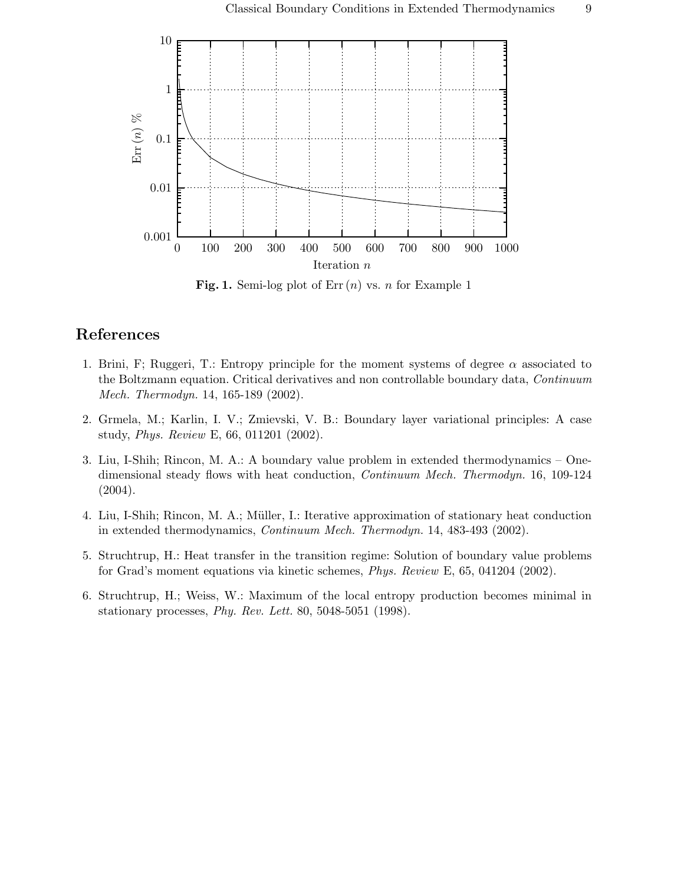10

1

0.1

0.01

0.001

Err $(n)$ %

0 100 200 300 400 500 600 700 800 900 1000

Iteration $n$

**Fig. 1.** Semi-log plot of Err $(n)$ vs. $n$ for Example 1

## References

1. Brini, F; Ruggeri, T.: Entropy principle for the moment systems of degree $\alpha$ associated to the Boltzmann equation. Critical derivatives and non controllable boundary data, *Continuum Mech. Thermodyn.* 14, 165-189 (2002).

2. Grmela, M.; Karlin, I. V.; Zmievski, V. B.: Boundary layer variational principles: A case study, *Phys. Review* E, 66, 011201 (2002).

3. Liu, I-Shih; Rincon, M. A.: A boundary value problem in extended thermodynamics – One-dimensional steady flows with heat conduction, *Continuum Mech. Thermodyn.* 16, 109-124 (2004).

4. Liu, I-Shih; Rincon, M. A.; Müller, I.: Iterative approximation of stationary heat conduction in extended thermodynamics, *Continuum Mech. Thermodyn.* 14, 483-493 (2002).

5. Struchtrup, H.: Heat transfer in the transition regime: Solution of boundary value problems for Grad's moment equations via kinetic schemes, *Phys. Review* E, 65, 041204 (2002).

6. Struchtrup, H.; Weiss, W.: Maximum of the local entropy production becomes minimal in stationary processes, *Phy. Rev. Lett.* 80, 5048-5051 (1998).